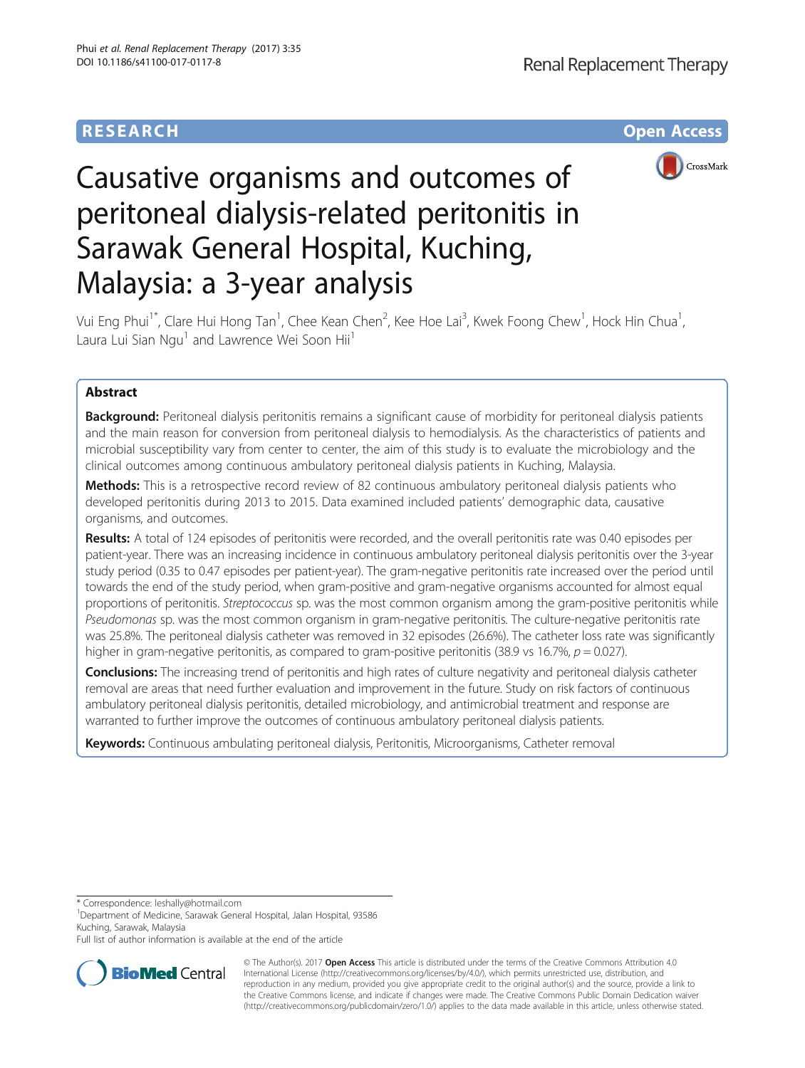RESEARCH

Open Access

# Causative organisms and outcomes of peritoneal dialysis-related peritonitis in Sarawak General Hospital, Kuching, Malaysia: a 3-year analysis

Vui Eng Phui[1*], Clare Hui Hong Tan[1], Chee Kean Chen[2], Kee Hoe Lai[3], Kwek Foong Chew[1], Hock Hin Chua[1], Laura Lui Sian Ngu[1] and Lawrence Wei Soon Hii[1]

## Abstract

**Background:** Peritoneal dialysis peritonitis remains a significant cause of morbidity for peritoneal dialysis patients and the main reason for conversion from peritoneal dialysis to hemodialysis. As the characteristics of patients and microbial susceptibility vary from center to center, the aim of this study is to evaluate the microbiology and the clinical outcomes among continuous ambulatory peritoneal dialysis patients in Kuching, Malaysia.

**Methods:** This is a retrospective record review of 82 continuous ambulatory peritoneal dialysis patients who developed peritonitis during 2013 to 2015. Data examined included patients' demographic data, causative organisms, and outcomes.

**Results:** A total of 124 episodes of peritonitis were recorded, and the overall peritonitis rate was 0.40 episodes per patient-year. There was an increasing incidence in continuous ambulatory peritoneal dialysis peritonitis over the 3-year study period (0.35 to 0.47 episodes per patient-year). The gram-negative peritonitis rate increased over the period until towards the end of the study period, when gram-positive and gram-negative organisms accounted for almost equal proportions of peritonitis. *Streptococcus* sp. was the most common organism among the gram-positive peritonitis while *Pseudomonas* sp. was the most common organism in gram-negative peritonitis. The culture-negative peritonitis rate was 25.8%. The peritoneal dialysis catheter was removed in 32 episodes (26.6%). The catheter loss rate was significantly higher in gram-negative peritonitis, as compared to gram-positive peritonitis (38.9 vs 16.7%, $p = 0.027$).

**Conclusions:** The increasing trend of peritonitis and high rates of culture negativity and peritoneal dialysis catheter removal are areas that need further evaluation and improvement in the future. Study on risk factors of continuous ambulatory peritoneal dialysis peritonitis, detailed microbiology, and antimicrobial treatment and response are warranted to further improve the outcomes of continuous ambulatory peritoneal dialysis patients.

**Keywords:** Continuous ambulating peritoneal dialysis, Peritonitis, Microorganisms, Catheter removal

\* Correspondence: leshally@hotmail.com
[1]Department of Medicine, Sarawak General Hospital, Jalan Hospital, 93586 Kuching, Sarawak, Malaysia
Full list of author information is available at the end of the article

© The Author(s). 2017 **Open Access** This article is distributed under the terms of the Creative Commons Attribution 4.0 International License (http://creativecommons.org/licenses/by/4.0/), which permits unrestricted use, distribution, and reproduction in any medium, provided you give appropriate credit to the original author(s) and the source, provide a link to the Creative Commons license, and indicate if changes were made. The Creative Commons Public Domain Dedication waiver (http://creativecommons.org/publicdomain/zero/1.0/) applies to the data made available in this article, unless otherwise stated.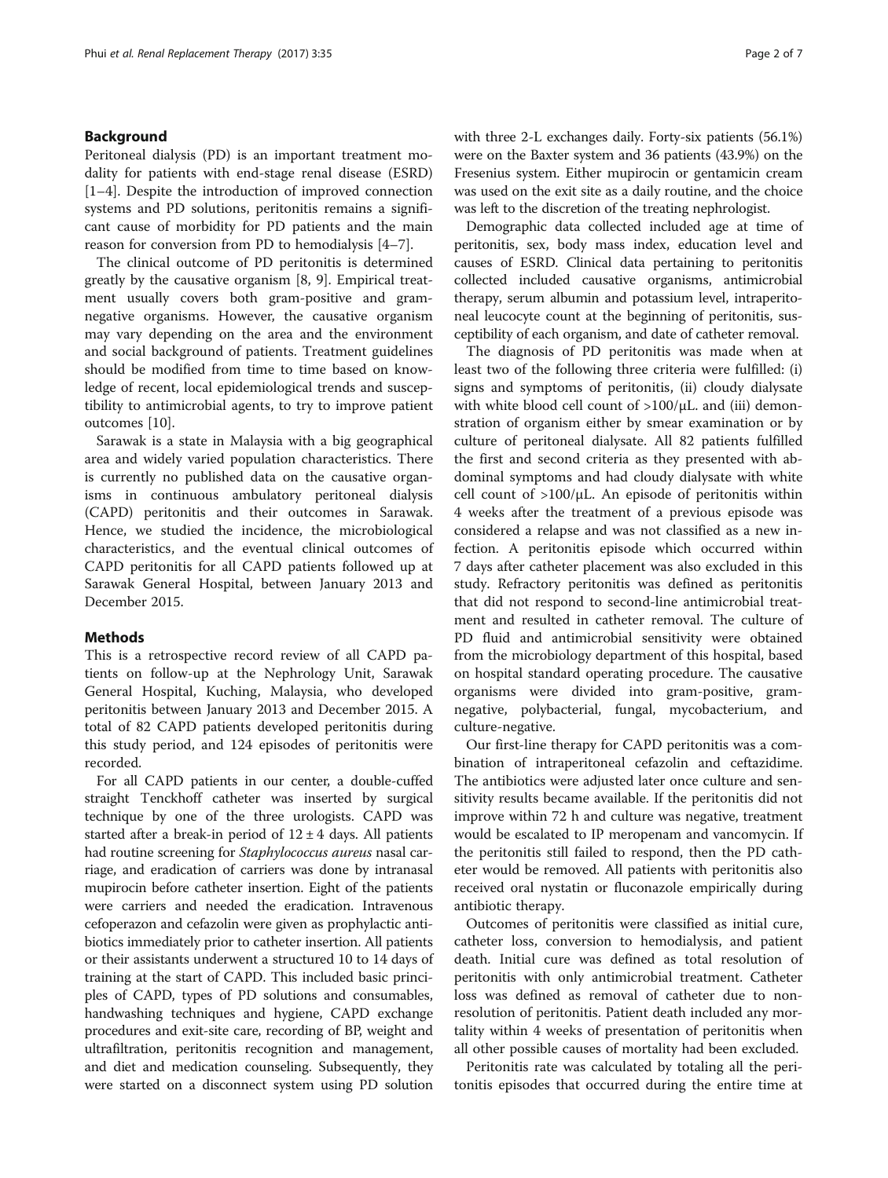## Background

Peritoneal dialysis (PD) is an important treatment modality for patients with end-stage renal disease (ESRD) [1–4]. Despite the introduction of improved connection systems and PD solutions, peritonitis remains a significant cause of morbidity for PD patients and the main reason for conversion from PD to hemodialysis [4–7].

The clinical outcome of PD peritonitis is determined greatly by the causative organism [8, 9]. Empirical treatment usually covers both gram-positive and gram-negative organisms. However, the causative organism may vary depending on the area and the environment and social background of patients. Treatment guidelines should be modified from time to time based on knowledge of recent, local epidemiological trends and susceptibility to antimicrobial agents, to try to improve patient outcomes [10].

Sarawak is a state in Malaysia with a big geographical area and widely varied population characteristics. There is currently no published data on the causative organisms in continuous ambulatory peritoneal dialysis (CAPD) peritonitis and their outcomes in Sarawak. Hence, we studied the incidence, the microbiological characteristics, and the eventual clinical outcomes of CAPD peritonitis for all CAPD patients followed up at Sarawak General Hospital, between January 2013 and December 2015.

## Methods

This is a retrospective record review of all CAPD patients on follow-up at the Nephrology Unit, Sarawak General Hospital, Kuching, Malaysia, who developed peritonitis between January 2013 and December 2015. A total of 82 CAPD patients developed peritonitis during this study period, and 124 episodes of peritonitis were recorded.

For all CAPD patients in our center, a double-cuffed straight Tenckhoff catheter was inserted by surgical technique by one of the three urologists. CAPD was started after a break-in period of $12 \pm 4$ days. All patients had routine screening for *Staphylococcus aureus* nasal carriage, and eradication of carriers was done by intranasal mupirocin before catheter insertion. Eight of the patients were carriers and needed the eradication. Intravenous cefoperazon and cefazolin were given as prophylactic antibiotics immediately prior to catheter insertion. All patients or their assistants underwent a structured 10 to 14 days of training at the start of CAPD. This included basic principles of CAPD, types of PD solutions and consumables, handwashing techniques and hygiene, CAPD exchange procedures and exit-site care, recording of BP, weight and ultrafiltration, peritonitis recognition and management, and diet and medication counseling. Subsequently, they were started on a disconnect system using PD solution with three 2-L exchanges daily. Forty-six patients (56.1%) were on the Baxter system and 36 patients (43.9%) on the Fresenius system. Either mupirocin or gentamicin cream was used on the exit site as a daily routine, and the choice was left to the discretion of the treating nephrologist.

Demographic data collected included age at time of peritonitis, sex, body mass index, education level and causes of ESRD. Clinical data pertaining to peritonitis collected included causative organisms, antimicrobial therapy, serum albumin and potassium level, intraperitoneal leucocyte count at the beginning of peritonitis, susceptibility of each organism, and date of catheter removal.

The diagnosis of PD peritonitis was made when at least two of the following three criteria were fulfilled: (i) signs and symptoms of peritonitis, (ii) cloudy dialysate with white blood cell count of >100/μL. and (iii) demonstration of organism either by smear examination or by culture of peritoneal dialysate. All 82 patients fulfilled the first and second criteria as they presented with abdominal symptoms and had cloudy dialysate with white cell count of >100/μL. An episode of peritonitis within 4 weeks after the treatment of a previous episode was considered a relapse and was not classified as a new infection. A peritonitis episode which occurred within 7 days after catheter placement was also excluded in this study. Refractory peritonitis was defined as peritonitis that did not respond to second-line antimicrobial treatment and resulted in catheter removal. The culture of PD fluid and antimicrobial sensitivity were obtained from the microbiology department of this hospital, based on hospital standard operating procedure. The causative organisms were divided into gram-positive, gram-negative, polybacterial, fungal, mycobacterium, and culture-negative.

Our first-line therapy for CAPD peritonitis was a combination of intraperitoneal cefazolin and ceftazidime. The antibiotics were adjusted later once culture and sensitivity results became available. If the peritonitis did not improve within 72 h and culture was negative, treatment would be escalated to IP meropenam and vancomycin. If the peritonitis still failed to respond, then the PD catheter would be removed. All patients with peritonitis also received oral nystatin or fluconazole empirically during antibiotic therapy.

Outcomes of peritonitis were classified as initial cure, catheter loss, conversion to hemodialysis, and patient death. Initial cure was defined as total resolution of peritonitis with only antimicrobial treatment. Catheter loss was defined as removal of catheter due to non-resolution of peritonitis. Patient death included any mortality within 4 weeks of presentation of peritonitis when all other possible causes of mortality had been excluded.

Peritonitis rate was calculated by totaling all the peritonitis episodes that occurred during the entire time at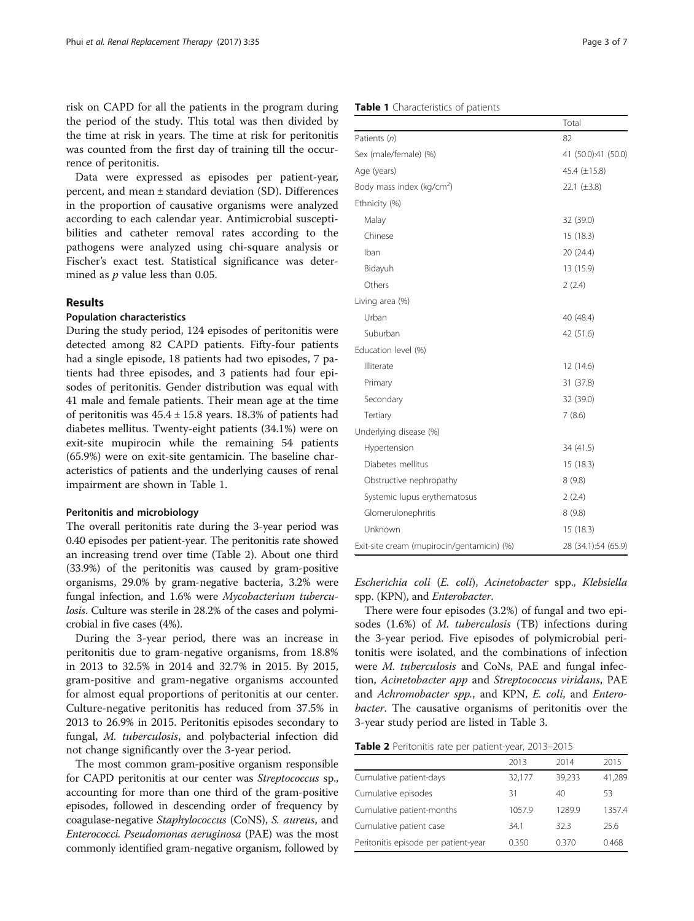risk on CAPD for all the patients in the program during the period of the study. This total was then divided by the time at risk in years. The time at risk for peritonitis was counted from the first day of training till the occurrence of peritonitis.

Data were expressed as episodes per patient-year, percent, and mean ± standard deviation (SD). Differences in the proportion of causative organisms were analyzed according to each calendar year. Antimicrobial susceptibilities and catheter removal rates according to the pathogens were analyzed using chi-square analysis or Fischer's exact test. Statistical significance was determined as $p$ value less than 0.05.

## Results

### Population characteristics

During the study period, 124 episodes of peritonitis were detected among 82 CAPD patients. Fifty-four patients had a single episode, 18 patients had two episodes, 7 patients had three episodes, and 3 patients had four episodes of peritonitis. Gender distribution was equal with 41 male and female patients. Their mean age at the time of peritonitis was 45.4 ± 15.8 years. 18.3% of patients had diabetes mellitus. Twenty-eight patients (34.1%) were on exit-site mupirocin while the remaining 54 patients (65.9%) were on exit-site gentamicin. The baseline characteristics of patients and the underlying causes of renal impairment are shown in Table 1.

### Peritonitis and microbiology

The overall peritonitis rate during the 3-year period was 0.40 episodes per patient-year. The peritonitis rate showed an increasing trend over time (Table 2). About one third (33.9%) of the peritonitis was caused by gram-positive organisms, 29.0% by gram-negative bacteria, 3.2% were fungal infection, and 1.6% were *Mycobacterium tuberculosis*. Culture was sterile in 28.2% of the cases and polymicrobial in five cases (4%).

During the 3-year period, there was an increase in peritonitis due to gram-negative organisms, from 18.8% in 2013 to 32.5% in 2014 and 32.7% in 2015. By 2015, gram-positive and gram-negative organisms accounted for almost equal proportions of peritonitis at our center. Culture-negative peritonitis has reduced from 37.5% in 2013 to 26.9% in 2015. Peritonitis episodes secondary to fungal, *M. tuberculosis*, and polybacterial infection did not change significantly over the 3-year period.

The most common gram-positive organism responsible for CAPD peritonitis at our center was *Streptococcus* sp., accounting for more than one third of the gram-positive episodes, followed in descending order of frequency by coagulase-negative *Staphylococcus* (CoNS), *S. aureus*, and *Enterococci*. *Pseudomonas aeruginosa* (PAE) was the most commonly identified gram-negative organism, followed by *Escherichia coli* (*E. coli*), *Acinetobacter* spp., *Klebsiella* spp. (KPN), and *Enterobacter*.

There were four episodes (3.2%) of fungal and two episodes (1.6%) of *M. tuberculosis* (TB) infections during the 3-year period. Five episodes of polymicrobial peritonitis were isolated, and the combinations of infection were *M. tuberculosis* and CoNs, PAE and fungal infection, *Acinetobacter app* and *Streptococcus viridans*, PAE and *Achromobacter spp.*, and KPN, *E. coli*, and *Enterobacter*. The causative organisms of peritonitis over the 3-year study period are listed in Table 3.

**Table 1** Characteristics of patients

| | Total |
|---|---|
| Patients ($n$) | 82 |
| Sex (male/female) (%) | 41 (50.0):41 (50.0) |
| Age (years) | 45.4 (±15.8) |
| Body mass index (kg/cm$^2$) | 22.1 (±3.8) |
| Ethnicity (%) | |
| Malay | 32 (39.0) |
| Chinese | 15 (18.3) |
| Iban | 20 (24.4) |
| Bidayuh | 13 (15.9) |
| Others | 2 (2.4) |
| Living area (%) | |
| Urban | 40 (48.4) |
| Suburban | 42 (51.6) |
| Education level (%) | |
| Illiterate | 12 (14.6) |
| Primary | 31 (37.8) |
| Secondary | 32 (39.0) |
| Tertiary | 7 (8.6) |
| Underlying disease (%) | |
| Hypertension | 34 (41.5) |
| Diabetes mellitus | 15 (18.3) |
| Obstructive nephropathy | 8 (9.8) |
| Systemic lupus erythematosus | 2 (2.4) |
| Glomerulonephritis | 8 (9.8) |
| Unknown | 15 (18.3) |
| Exit-site cream (mupirocin/gentamicin) (%) | 28 (34.1):54 (65.9) |

**Table 2** Peritonitis rate per patient-year, 2013–2015

| | 2013 | 2014 | 2015 |
|---|---|---|---|
| Cumulative patient-days | 32,177 | 39,233 | 41,289 |
| Cumulative episodes | 31 | 40 | 53 |
| Cumulative patient-months | 1057.9 | 1289.9 | 1357.4 |
| Cumulative patient case | 34.1 | 32.3 | 25.6 |
| Peritonitis episode per patient-year | 0.350 | 0.370 | 0.468 |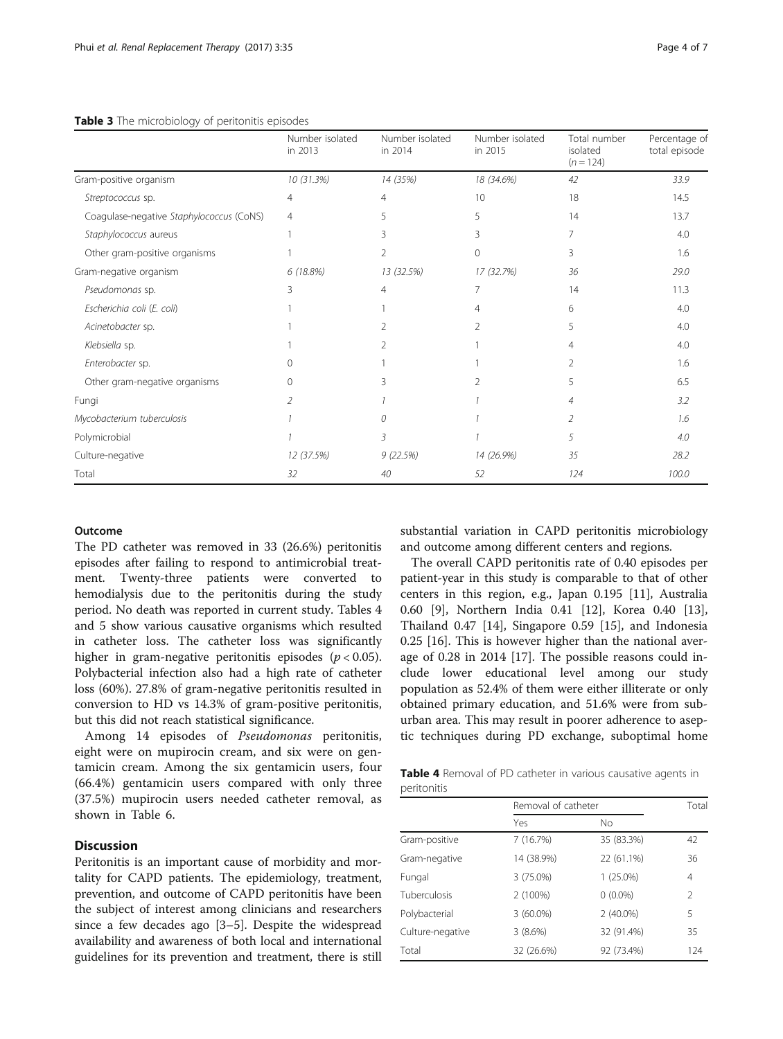**Table 3** The microbiology of peritonitis episodes

| | Number isolated in 2013 | Number isolated in 2014 | Number isolated in 2015 | Total number isolated ($n = 124$) | Percentage of total episode |
|---|---|---|---|---|---|
| Gram-positive organism | *10 (31.3%)* | *14 (35%)* | *18 (34.6%)* | *42* | *33.9* |
| *Streptococcus* sp. | 4 | 4 | 10 | 18 | 14.5 |
| Coagulase-negative *Staphylococcus* (CoNS) | 4 | 5 | 5 | 14 | 13.7 |
| *Staphylococcus* aureus | 1 | 3 | 3 | 7 | 4.0 |
| Other gram-positive organisms | 1 | 2 | 0 | 3 | 1.6 |
| Gram-negative organism | *6 (18.8%)* | *13 (32.5%)* | *17 (32.7%)* | *36* | *29.0* |
| *Pseudomonas* sp. | 3 | 4 | 7 | 14 | 11.3 |
| *Escherichia coli* (*E. coli*) | 1 | 1 | 4 | 6 | 4.0 |
| *Acinetobacter* sp. | 1 | 2 | 2 | 5 | 4.0 |
| *Klebsiella* sp. | 1 | 2 | 1 | 4 | 4.0 |
| *Enterobacter* sp. | 0 | 1 | 1 | 2 | 1.6 |
| Other gram-negative organisms | 0 | 3 | 2 | 5 | 6.5 |
| Fungi | *2* | *1* | *1* | *4* | *3.2* |
| *Mycobacterium tuberculosis* | *1* | *0* | *1* | *2* | *1.6* |
| Polymicrobial | *1* | *3* | *1* | *5* | *4.0* |
| Culture-negative | *12 (37.5%)* | *9 (22.5%)* | *14 (26.9%)* | *35* | *28.2* |
| Total | *32* | *40* | *52* | *124* | *100.0* |

## Outcome

The PD catheter was removed in 33 (26.6%) peritonitis episodes after failing to respond to antimicrobial treatment. Twenty-three patients were converted to hemodialysis due to the peritonitis during the study period. No death was reported in current study. Tables 4 and 5 show various causative organisms which resulted in catheter loss. The catheter loss was significantly higher in gram-negative peritonitis episodes ($p < 0.05$). Polybacterial infection also had a high rate of catheter loss (60%). 27.8% of gram-negative peritonitis resulted in conversion to HD vs 14.3% of gram-positive peritonitis, but this did not reach statistical significance.

Among 14 episodes of *Pseudomonas* peritonitis, eight were on mupirocin cream, and six were on gentamicin cream. Among the six gentamicin users, four (66.4%) gentamicin users compared with only three (37.5%) mupirocin users needed catheter removal, as shown in Table 6.

## Discussion

Peritonitis is an important cause of morbidity and mortality for CAPD patients. The epidemiology, treatment, prevention, and outcome of CAPD peritonitis have been the subject of interest among clinicians and researchers since a few decades ago [3–5]. Despite the widespread availability and awareness of both local and international guidelines for its prevention and treatment, there is still substantial variation in CAPD peritonitis microbiology and outcome among different centers and regions.

The overall CAPD peritonitis rate of 0.40 episodes per patient-year in this study is comparable to that of other centers in this region, e.g., Japan 0.195 [11], Australia 0.60 [9], Northern India 0.41 [12], Korea 0.40 [13], Thailand 0.47 [14], Singapore 0.59 [15], and Indonesia 0.25 [16]. This is however higher than the national average of 0.28 in 2014 [17]. The possible reasons could include lower educational level among our study population as 52.4% of them were either illiterate or only obtained primary education, and 51.6% were from suburban area. This may result in poorer adherence to aseptic techniques during PD exchange, suboptimal home

**Table 4** Removal of PD catheter in various causative agents in peritonitis

| | Removal of catheter | | Total |
|---|---|---|---|
| | Yes | No | |
| Gram-positive | 7 (16.7%) | 35 (83.3%) | 42 |
| Gram-negative | 14 (38.9%) | 22 (61.1%) | 36 |
| Fungal | 3 (75.0%) | 1 (25.0%) | 4 |
| Tuberculosis | 2 (100%) | 0 (0.0%) | 2 |
| Polybacterial | 3 (60.0%) | 2 (40.0%) | 5 |
| Culture-negative | 3 (8.6%) | 32 (91.4%) | 35 |
| Total | 32 (26.6%) | 92 (73.4%) | 124 |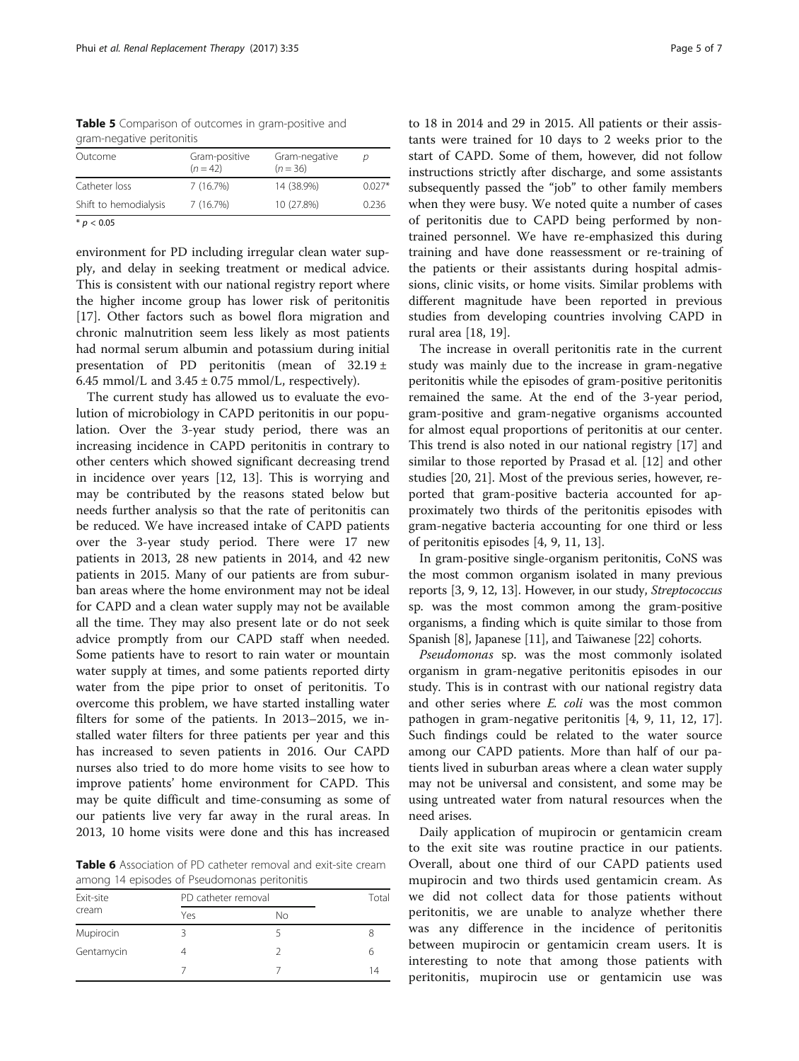**Table 5** Comparison of outcomes in gram-positive and gram-negative peritonitis

| Outcome | Gram-positive ($n = 42$) | Gram-negative ($n = 36$) | p |
|---|---|---|---|
| Catheter loss | 7 (16.7%) | 14 (38.9%) | 0.027* |
| Shift to hemodialysis | 7 (16.7%) | 10 (27.8%) | 0.236 |

* $p < 0.05$

environment for PD including irregular clean water supply, and delay in seeking treatment or medical advice. This is consistent with our national registry report where the higher income group has lower risk of peritonitis [17]. Other factors such as bowel flora migration and chronic malnutrition seem less likely as most patients had normal serum albumin and potassium during initial presentation of PD peritonitis (mean of $32.19 \pm 6.45$ mmol/L and $3.45 \pm 0.75$ mmol/L, respectively).

The current study has allowed us to evaluate the evolution of microbiology in CAPD peritonitis in our population. Over the 3-year study period, there was an increasing incidence in CAPD peritonitis in contrary to other centers which showed significant decreasing trend in incidence over years [12, 13]. This is worrying and may be contributed by the reasons stated below but needs further analysis so that the rate of peritonitis can be reduced. We have increased intake of CAPD patients over the 3-year study period. There were 17 new patients in 2013, 28 new patients in 2014, and 42 new patients in 2015. Many of our patients are from suburban areas where the home environment may not be ideal for CAPD and a clean water supply may not be available all the time. They may also present late or do not seek advice promptly from our CAPD staff when needed. Some patients have to resort to rain water or mountain water supply at times, and some patients reported dirty water from the pipe prior to onset of peritonitis. To overcome this problem, we have started installing water filters for some of the patients. In 2013–2015, we installed water filters for three patients per year and this has increased to seven patients in 2016. Our CAPD nurses also tried to do more home visits to see how to improve patients' home environment for CAPD. This may be quite difficult and time-consuming as some of our patients live very far away in the rural areas. In 2013, 10 home visits were done and this has increased to 18 in 2014 and 29 in 2015. All patients or their assistants were trained for 10 days to 2 weeks prior to the start of CAPD. Some of them, however, did not follow instructions strictly after discharge, and some assistants subsequently passed the "job" to other family members when they were busy. We noted quite a number of cases of peritonitis due to CAPD being performed by non-trained personnel. We have re-emphasized this during training and have done reassessment or re-training of the patients or their assistants during hospital admissions, clinic visits, or home visits. Similar problems with different magnitude have been reported in previous studies from developing countries involving CAPD in rural area [18, 19].

The increase in overall peritonitis rate in the current study was mainly due to the increase in gram-negative peritonitis while the episodes of gram-positive peritonitis remained the same. At the end of the 3-year period, gram-positive and gram-negative organisms accounted for almost equal proportions of peritonitis at our center. This trend is also noted in our national registry [17] and similar to those reported by Prasad et al. [12] and other studies [20, 21]. Most of the previous series, however, reported that gram-positive bacteria accounted for approximately two thirds of the peritonitis episodes with gram-negative bacteria accounting for one third or less of peritonitis episodes [4, 9, 11, 13].

In gram-positive single-organism peritonitis, CoNS was the most common organism isolated in many previous reports [3, 9, 12, 13]. However, in our study, *Streptococcus* sp. was the most common among the gram-positive organisms, a finding which is quite similar to those from Spanish [8], Japanese [11], and Taiwanese [22] cohorts.

*Pseudomonas* sp. was the most commonly isolated organism in gram-negative peritonitis episodes in our study. This is in contrast with our national registry data and other series where *E. coli* was the most common pathogen in gram-negative peritonitis [4, 9, 11, 12, 17]. Such findings could be related to the water source among our CAPD patients. More than half of our patients lived in suburban areas where a clean water supply may not be universal and consistent, and some may be using untreated water from natural resources when the need arises.

Daily application of mupirocin or gentamicin cream to the exit site was routine practice in our patients. Overall, about one third of our CAPD patients used mupirocin and two thirds used gentamicin cream. As we did not collect data for those patients without peritonitis, we are unable to analyze whether there was any difference in the incidence of peritonitis between mupirocin or gentamicin cream users. It is interesting to note that among those patients with peritonitis, mupirocin use or gentamicin use was

**Table 6** Association of PD catheter removal and exit-site cream among 14 episodes of Pseudomonas peritonitis

| Exit-site cream | PD catheter removal | | Total |
|---|---|---|---|
| | Yes | No | |
| Mupirocin | 3 | 5 | 8 |
| Gentamycin | 4 | 2 | 6 |
| | 7 | 7 | 14 |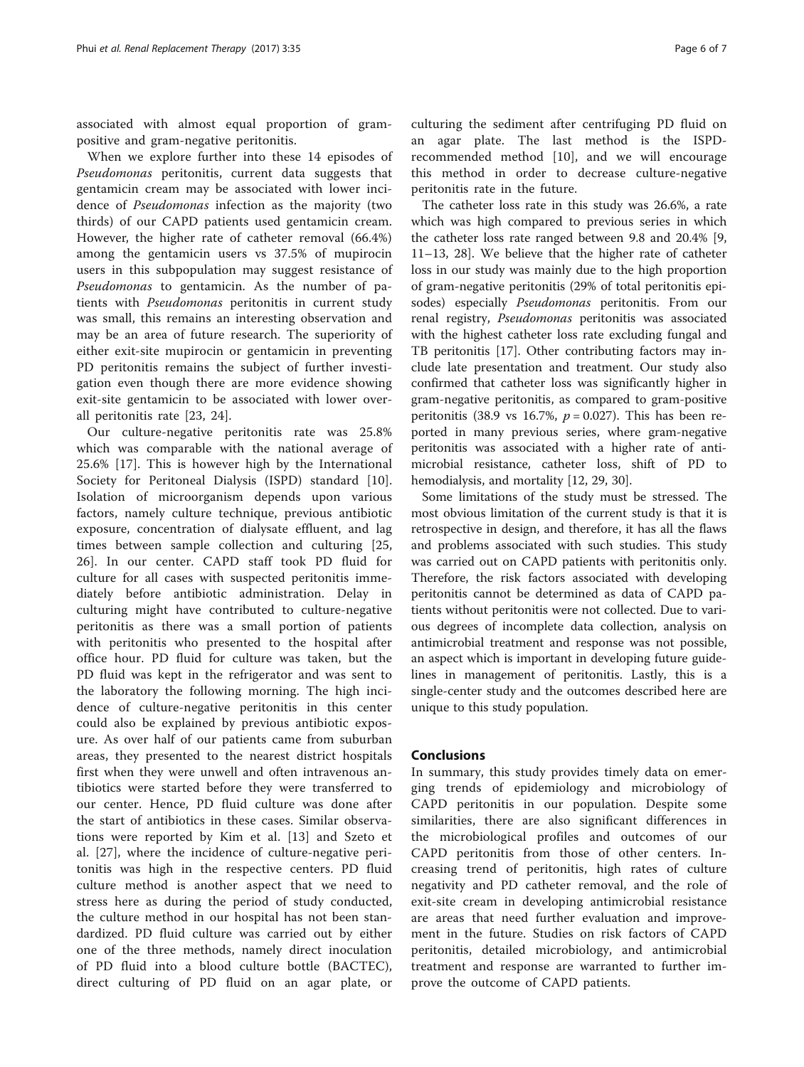associated with almost equal proportion of gram-positive and gram-negative peritonitis.

When we explore further into these 14 episodes of *Pseudomonas* peritonitis, current data suggests that gentamicin cream may be associated with lower incidence of *Pseudomonas* infection as the majority (two thirds) of our CAPD patients used gentamicin cream. However, the higher rate of catheter removal (66.4%) among the gentamicin users vs 37.5% of mupirocin users in this subpopulation may suggest resistance of *Pseudomonas* to gentamicin. As the number of patients with *Pseudomonas* peritonitis in current study was small, this remains an interesting observation and may be an area of future research. The superiority of either exit-site mupirocin or gentamicin in preventing PD peritonitis remains the subject of further investigation even though there are more evidence showing exit-site gentamicin to be associated with lower overall peritonitis rate [23, 24].

Our culture-negative peritonitis rate was 25.8% which was comparable with the national average of 25.6% [17]. This is however high by the International Society for Peritoneal Dialysis (ISPD) standard [10]. Isolation of microorganism depends upon various factors, namely culture technique, previous antibiotic exposure, concentration of dialysate effluent, and lag times between sample collection and culturing [25, 26]. In our center. CAPD staff took PD fluid for culture for all cases with suspected peritonitis immediately before antibiotic administration. Delay in culturing might have contributed to culture-negative peritonitis as there was a small portion of patients with peritonitis who presented to the hospital after office hour. PD fluid for culture was taken, but the PD fluid was kept in the refrigerator and was sent to the laboratory the following morning. The high incidence of culture-negative peritonitis in this center could also be explained by previous antibiotic exposure. As over half of our patients came from suburban areas, they presented to the nearest district hospitals first when they were unwell and often intravenous antibiotics were started before they were transferred to our center. Hence, PD fluid culture was done after the start of antibiotics in these cases. Similar observations were reported by Kim et al. [13] and Szeto et al. [27], where the incidence of culture-negative peritonitis was high in the respective centers. PD fluid culture method is another aspect that we need to stress here as during the period of study conducted, the culture method in our hospital has not been standardized. PD fluid culture was carried out by either one of the three methods, namely direct inoculation of PD fluid into a blood culture bottle (BACTEC), direct culturing of PD fluid on an agar plate, or culturing the sediment after centrifuging PD fluid on an agar plate. The last method is the ISPD-recommended method [10], and we will encourage this method in order to decrease culture-negative peritonitis rate in the future.

The catheter loss rate in this study was 26.6%, a rate which was high compared to previous series in which the catheter loss rate ranged between 9.8 and 20.4% [9, 11–13, 28]. We believe that the higher rate of catheter loss in our study was mainly due to the high proportion of gram-negative peritonitis (29% of total peritonitis episodes) especially *Pseudomonas* peritonitis. From our renal registry, *Pseudomonas* peritonitis was associated with the highest catheter loss rate excluding fungal and TB peritonitis [17]. Other contributing factors may include late presentation and treatment. Our study also confirmed that catheter loss was significantly higher in gram-negative peritonitis, as compared to gram-positive peritonitis (38.9 vs 16.7%, $p = 0.027$). This has been reported in many previous series, where gram-negative peritonitis was associated with a higher rate of antimicrobial resistance, catheter loss, shift of PD to hemodialysis, and mortality [12, 29, 30].

Some limitations of the study must be stressed. The most obvious limitation of the current study is that it is retrospective in design, and therefore, it has all the flaws and problems associated with such studies. This study was carried out on CAPD patients with peritonitis only. Therefore, the risk factors associated with developing peritonitis cannot be determined as data of CAPD patients without peritonitis were not collected. Due to various degrees of incomplete data collection, analysis on antimicrobial treatment and response was not possible, an aspect which is important in developing future guidelines in management of peritonitis. Lastly, this is a single-center study and the outcomes described here are unique to this study population.

## Conclusions

In summary, this study provides timely data on emerging trends of epidemiology and microbiology of CAPD peritonitis in our population. Despite some similarities, there are also significant differences in the microbiological profiles and outcomes of our CAPD peritonitis from those of other centers. Increasing trend of peritonitis, high rates of culture negativity and PD catheter removal, and the role of exit-site cream in developing antimicrobial resistance are areas that need further evaluation and improvement in the future. Studies on risk factors of CAPD peritonitis, detailed microbiology, and antimicrobial treatment and response are warranted to further improve the outcome of CAPD patients.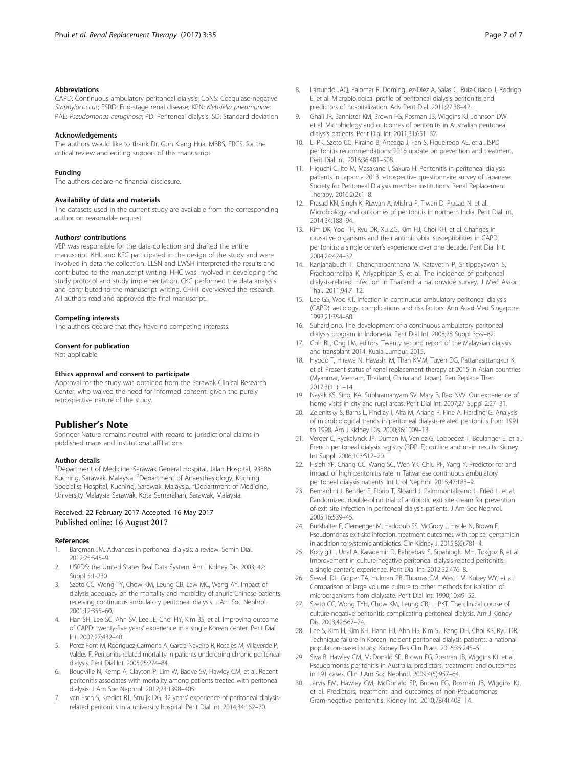#### Abbreviations

CAPD: Continuous ambulatory peritoneal dialysis; CoNS: Coagulase-negative *Staphylococcus*; ESRD: End-stage renal disease; KPN: *Klebsiella pneumoniae*; PAE: *Pseudomonas aeruginosa*; PD: Peritoneal dialysis; SD: Standard deviation

#### Acknowledgements

The authors would like to thank Dr. Goh Kiang Hua, MBBS, FRCS, for the critical review and editing support of this manuscript.

#### Funding

The authors declare no financial disclosure.

#### Availability of data and materials

The datasets used in the current study are available from the corresponding author on reasonable request.

#### Authors' contributions

VEP was responsible for the data collection and drafted the entire manuscript. KHL and KFC participated in the design of the study and were involved in data the collection. LLSN and LWSH interpreted the results and contributed to the manuscript writing. HHC was involved in developing the study protocol and study implementation. CKC performed the data analysis and contributed to the manuscript writing. CHHT overviewed the research. All authors read and approved the final manuscript.

#### Competing interests

The authors declare that they have no competing interests.

#### Consent for publication

Not applicable

#### Ethics approval and consent to participate

Approval for the study was obtained from the Sarawak Clinical Research Center, who waived the need for informed consent, given the purely retrospective nature of the study.

## Publisher's Note

Springer Nature remains neutral with regard to jurisdictional claims in published maps and institutional affiliations.

#### Author details

[1]Department of Medicine, Sarawak General Hospital, Jalan Hospital, 93586 Kuching, Sarawak, Malaysia. [2]Department of Anaesthesiology, Kuching Specialist Hospital, Kuching, Sarawak, Malaysia. [3]Department of Medicine, University Malaysia Sarawak, Kota Samarahan, Sarawak, Malaysia.

Received: 22 February 2017 Accepted: 16 May 2017
Published online: 16 August 2017

#### References

1. Bargman JM. Advances in peritoneal dialysis: a review. Semin Dial. 2012;25:545–9.
2. USRDS: the United States Real Data System. Am J Kidney Dis. 2003; 42: Suppl 5:1-230
3. Szeto CC, Wong TY, Chow KM, Leung CB, Law MC, Wang AY. Impact of dialysis adequacy on the mortality and morbidity of anuric Chinese patients receiving continuous ambulatory peritoneal dialysis. J Am Soc Nephrol. 2001;12:355–60.
4. Han SH, Lee SC, Ahn SV, Lee JE, Choi HY, Kim BS, et al. Improving outcome of CAPD: twenty-five years' experience in a single Korean center. Perit Dial Int. 2007;27:432–40.
5. Perez Font M, Rodriguez-Carmona A, Garcia-Naveiro R, Rosales M, Villaverde P, Valdes F. Peritonitis-related mortality in patients undergoing chronic peritoneal dialysis. Perit Dial Int. 2005;25:274–84.
6. Boudville N, Kemp A, Clayton P, Lim W, Badve SV, Hawley CM, et al. Recent peritonitis associates with mortality among patients treated with peritoneal dialysis. J Am Soc Nephrol. 2012;23:1398–405.
7. van Esch S, Krediet RT, Struijk DG. 32 years' experience of peritoneal dialysis-related peritonitis in a university hospital. Perit Dial Int. 2014;34:162–70.
8. Lartundo JAQ, Palomar R, Dominguez-Diez A, Salas C, Ruiz-Criado J, Rodrigo E, et al. Microbiological profile of peritoneal dialysis peritonitis and predictors of hospitalization. Adv Perit Dial. 2011;27:38–42.
9. Ghali JR, Bannister KM, Brown FG, Rosman JB, Wiggins KJ, Johnson DW, et al. Microbiology and outcomes of peritonitis in Australian peritoneal dialysis patients. Perit Dial Int. 2011;31:651–62.
10. Li PK, Szeto CC, Piraino B, Arteaga J, Fan S, Figueiredo AE, et al. ISPD peritonitis recommendations: 2016 update on prevention and treatment. Perit Dial Int. 2016;36:481–508.
11. Higuchi C, Ito M, Masakane I, Sakura H. Peritonitis in peritoneal dialysis patients in Japan: a 2013 retrospective questionnaire survey of Japanese Society for Peritoneal Dialysis member institutions. Renal Replacement Therapy. 2016;2(2):1–8.
12. Prasad KN, Singh K, Rizwan A, Mishra P, Tiwari D, Prasad N, et al. Microbiology and outcomes of peritonitis in northern India. Perit Dial Int. 2014;34:188–94.
13. Kim DK, Yoo TH, Ryu DR, Xu ZG, Kim HJ, Choi KH, et al. Changes in causative organisms and their antimicrobial susceptibilities in CAPD peritonitis: a single center's experience over one decade. Perit Dial Int. 2004;24:424–32.
14. Kanjanabuch T, Chancharoenthana W, Katavetin P, Sritippayawan S, Praditpornsilpa K, Ariyapitipan S, et al. The incidence of peritoneal dialysis-related infection in Thailand: a nationwide survey. J Med Assoc Thai. 2011;94:7–12.
15. Lee GS, Woo KT. Infection in continuous ambulatory peritoneal dialysis (CAPD): aetiology, complications and risk factors. Ann Acad Med Singapore. 1992;21:354–60.
16. Suhardjono. The development of a continuous ambulatory peritoneal dialysis program in Indonesia. Perit Dial Int. 2008;28 Suppl 3:59–62.
17. Goh BL, Ong LM, editors. Twenty second report of the Malaysian dialysis and transplant 2014, Kuala Lumpur. 2015.
18. Hyodo T, Hirawa N, Hayashi M, Than KMM, Tuyen DG, Pattanasittangkur K, et al. Present status of renal replacement therapy at 2015 in Asian countries (Myanmar, Vietnam, Thailand, China and Japan). Ren Replace Ther. 2017;3(11):1–14.
19. Nayak KS, Sinoj KA, Subhramanyam SV, Mary B, Rao NVV. Our experience of home visits in city and rural areas. Perit Dial Int. 2007;27 Suppl 2:27–31.
20. Zelenitsky S, Barns L, Findlay I, Alfa M, Ariano R, Fine A, Harding G. Analysis of microbiological trends in peritoneal dialysis-related peritonitis from 1991 to 1998. Am J Kidney Dis. 2000;36:1009–13.
21. Verger C, Ryckelynck JP, Duman M, Veniez G, Lobbedez T, Boulanger E, et al. French peritoneal dialysis registry (RDPLF): outline and main results. Kidney Int Suppl. 2006;103:S12–20.
22. Hsieh YP, Chang CC, Wang SC, Wen YK, Chiu PF, Yang Y. Predictor for and impact of high peritonitis rate in Taiwanese continuous ambulatory peritoneal dialysis patients. Int Urol Nephrol. 2015;47:183–9.
23. Bernardini J, Bender F, Florio T, Sloand J, Palmmontalbano L, Fried L, et al. Randomized, double-blind trial of antibiotic exit site cream for prevention of exit site infection in peritoneal dialysis patients. J Am Soc Nephrol. 2005;16:539–45.
24. Burkhalter F, Clemenger M, Haddoub SS, McGrory J, Hisole N, Brown E. Pseudomonas exit-site infection: treatment outcomes with topical gentamicin in addition to systemic antibiotics. Clin Kidney J. 2015;8(6):781–4.
25. Kocyigit I, Unal A, Karademir D, Bahcebasi S, Sipahioglu MH, Tokgoz B, et al. Improvement in culture-negative peritoneal dialysis-related peritonitis: a single center's experience. Perit Dial Int. 2012;32:476–8.
26. Sewell DL, Golper TA, Hulman PB, Thomas CM, West LM, Kubey WY, et al. Comparison of large volume culture to other methods for isolation of microorganisms from dialysate. Perit Dial Int. 1990;10:49–52.
27. Szeto CC, Wong TYH, Chow KM, Leung CB, Li PKT. The clinical course of culture-negative peritonitis complicating peritoneal dialysis. Am J Kidney Dis. 2003;42:567–74.
28. Lee S, Kim H, Kim KH, Hann HJ, Ahn HS, Kim SJ, Kang DH, Choi KB, Ryu DR. Technique failure in Korean incident peritoneal dialysis patients: a national population-based study. Kidney Res Clin Pract. 2016;35:245–51.
29. Siva B, Hawley CM, McDonald SP, Brown FG, Rosman JB, Wiggins KJ, et al. Pseudomonas peritonitis in Australia: predictors, treatment, and outcomes in 191 cases. Clin J Am Soc Nephrol. 2009;4(5):957–64.
30. Jarvis EM, Hawley CM, McDonald SP, Brown FG, Rosman JB, Wiggins KJ, et al. Predictors, treatment, and outcomes of non-Pseudomonas Gram-negative peritonitis. Kidney Int. 2010;78(4):408–14.